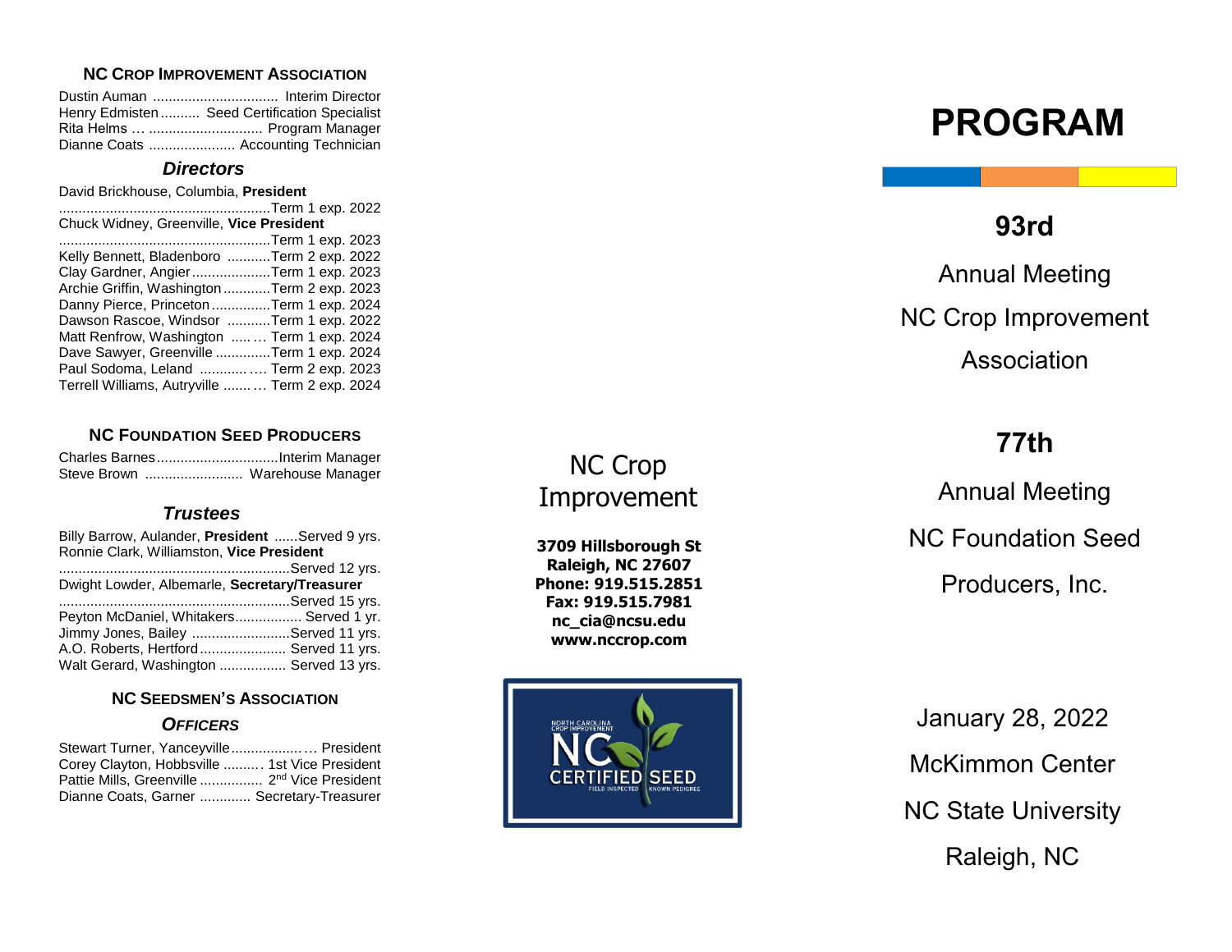## NC Crop Improvement Association

Dustin Auman ................................ Interim Director
Henry Edmisten .......... Seed Certification Specialist
Rita Helms … ............................. Program Manager
Dianne Coats ...................... Accounting Technician

### *Directors*

David Brickhouse, Columbia, **President**
.....................................................Term 1 exp. 2022
Chuck Widney, Greenville, **Vice President**
.....................................................Term 1 exp. 2023
Kelly Bennett, Bladenboro ...........Term 2 exp. 2022
Clay Gardner, Angier ....................Term 1 exp. 2023
Archie Griffin, Washington ............Term 2 exp. 2023
Danny Pierce, Princeton ...............Term 1 exp. 2024
Dawson Rascoe, Windsor ...........Term 1 exp. 2022
Matt Renfrow, Washington ..... … Term 1 exp. 2024
Dave Sawyer, Greenville ..............Term 1 exp. 2024
Paul Sodoma, Leland ............ …. Term 2 exp. 2023
Terrell Williams, Autryville ....... … Term 2 exp. 2024

## NC Foundation Seed Producers

Charles Barnes ...............................Interim Manager
Steve Brown ......................... Warehouse Manager

### *Trustees*

Billy Barrow, Aulander, **President** ......Served 9 yrs.
Ronnie Clark, Williamston, **Vice President**
...........................................................Served 12 yrs.
Dwight Lowder, Albemarle, **Secretary/Treasurer**
...........................................................Served 15 yrs.
Peyton McDaniel, Whitakers................. Served 1 yr.
Jimmy Jones, Bailey .........................Served 11 yrs.
A.O. Roberts, Hertford ...................... Served 11 yrs.
Walt Gerard, Washington ................. Served 13 yrs.

## NC Seedsmen's Association

### *Officers*

Stewart Turner, Yanceyville .................. … President
Corey Clayton, Hobbsville .......... 1st Vice President
Pattie Mills, Greenville ................ 2nd Vice President
Dianne Coats, Garner ............. Secretary-Treasurer

NC Crop Improvement

**3709 Hillsborough St**
**Raleigh, NC 27607**
**Phone: 919.515.2851**
**Fax: 919.515.7981**
**nc_cia@ncsu.edu**
**www.nccrop.com**

# PROGRAM

**93rd**

Annual Meeting
NC Crop Improvement
Association

**77th**

Annual Meeting
NC Foundation Seed
Producers, Inc.

January 28, 2022
McKimmon Center
NC State University
Raleigh, NC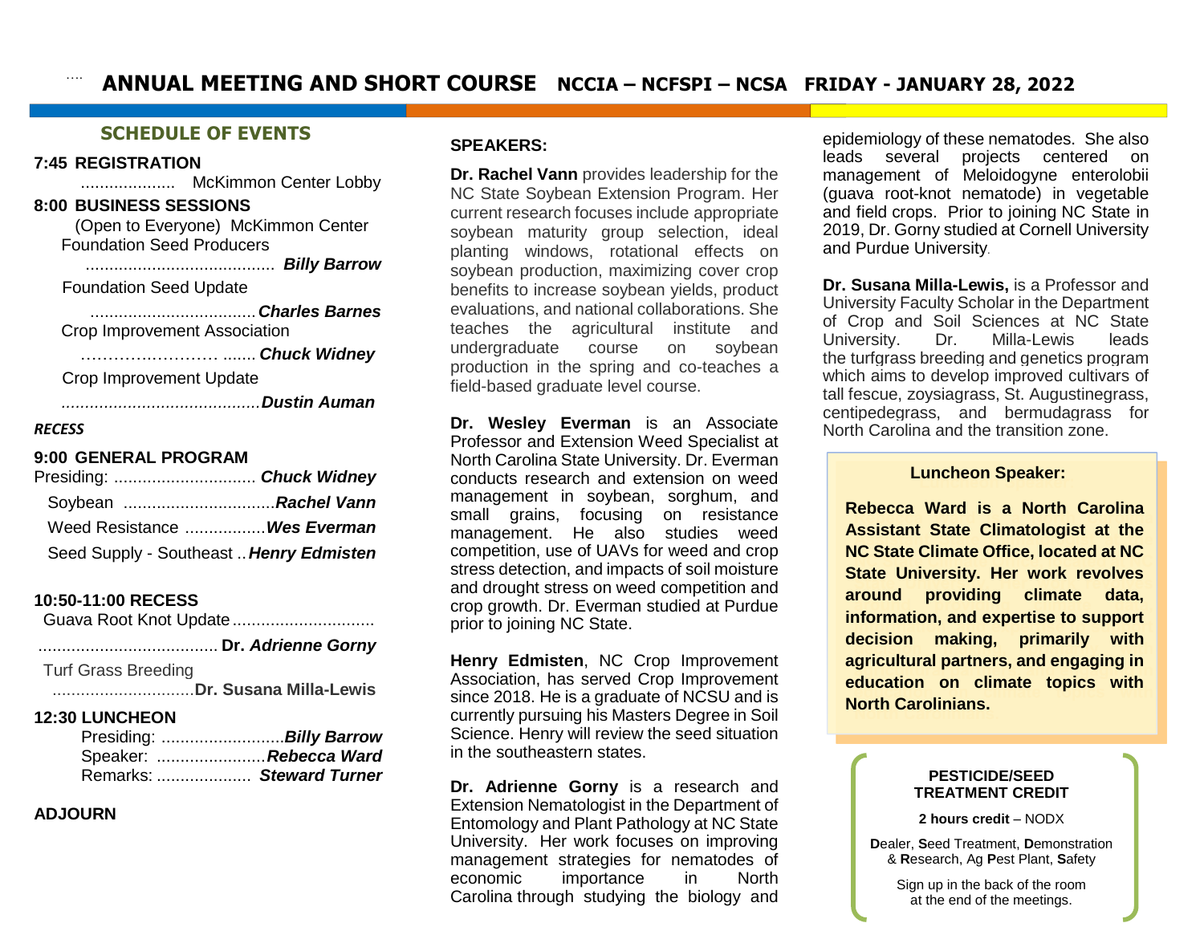# ANNUAL MEETING AND SHORT COURSE NCCIA – NCFSPI – NCSA FRIDAY - JANUARY 28, 2022

## SCHEDULE OF EVENTS

**7:45 REGISTRATION**

.................... McKimmon Center Lobby

**8:00 BUSINESS SESSIONS**

(Open to Everyone) McKimmon Center

Foundation Seed Producers

........................................ ***Billy Barrow***

Foundation Seed Update

.................................. ***Charles Barnes***

Crop Improvement Association

………….………. ....... ***Chuck Widney***

Crop Improvement Update

.......................................... ***Dustin Auman***

***RECESS***

**9:00 GENERAL PROGRAM**

Presiding: .............................. ***Chuck Widney***

Soybean ................................ ***Rachel Vann***

Weed Resistance ................. ***Wes Everman***

Seed Supply - Southeast .. ***Henry Edmisten***

**10:50-11:00 RECESS**

Guava Root Knot Update .............................

...................................... **Dr. *Adrienne Gorny***

Turf Grass Breeding

.............................. **Dr. Susana Milla-Lewis**

**12:30 LUNCHEON**

Presiding: .......................... ***Billy Barrow***

Speaker: ....................... ***Rebecca Ward***

Remarks: .................... ***Steward Turner***

**ADJOURN**

**SPEAKERS:**

**Dr. Rachel Vann** provides leadership for the NC State Soybean Extension Program. Her current research focuses include appropriate soybean maturity group selection, ideal planting windows, rotational effects on soybean production, maximizing cover crop benefits to increase soybean yields, product evaluations, and national collaborations. She teaches the agricultural institute and undergraduate course on soybean production in the spring and co-teaches a field-based graduate level course.

**Dr. Wesley Everman** is an Associate Professor and Extension Weed Specialist at North Carolina State University. Dr. Everman conducts research and extension on weed management in soybean, sorghum, and small grains, focusing on resistance management. He also studies weed competition, use of UAVs for weed and crop stress detection, and impacts of soil moisture and drought stress on weed competition and crop growth. Dr. Everman studied at Purdue prior to joining NC State.

**Henry Edmisten**, NC Crop Improvement Association, has served Crop Improvement since 2018. He is a graduate of NCSU and is currently pursuing his Masters Degree in Soil Science. Henry will review the seed situation in the southeastern states.

**Dr. Adrienne Gorny** is a research and Extension Nematologist in the Department of Entomology and Plant Pathology at NC State University. Her work focuses on improving management strategies for nematodes of economic importance in North Carolina through studying the biology and epidemiology of these nematodes. She also leads several projects centered on management of Meloidogyne enterolobii (guava root-knot nematode) in vegetable and field crops. Prior to joining NC State in 2019, Dr. Gorny studied at Cornell University and Purdue University.

**Dr. Susana Milla-Lewis,** is a Professor and University Faculty Scholar in the Department of Crop and Soil Sciences at NC State University. Dr. Milla-Lewis leads the turfgrass breeding and genetics program which aims to develop improved cultivars of tall fescue, zoysiagrass, St. Augustinegrass, centipedegrass, and bermudagrass for North Carolina and the transition zone.

**Luncheon Speaker:**

**Rebecca Ward is a North Carolina Assistant State Climatologist at the NC State Climate Office, located at NC State University. Her work revolves around providing climate data, information, and expertise to support decision making, primarily with agricultural partners, and engaging in education on climate topics with North Carolinians.**

**PESTICIDE/SEED TREATMENT CREDIT**

**2 hours credit** – NODX

**D**ealer, **S**eed Treatment, **D**emonstration & **R**esearch, Ag **P**est Plant, **S**afety

Sign up in the back of the room at the end of the meetings.